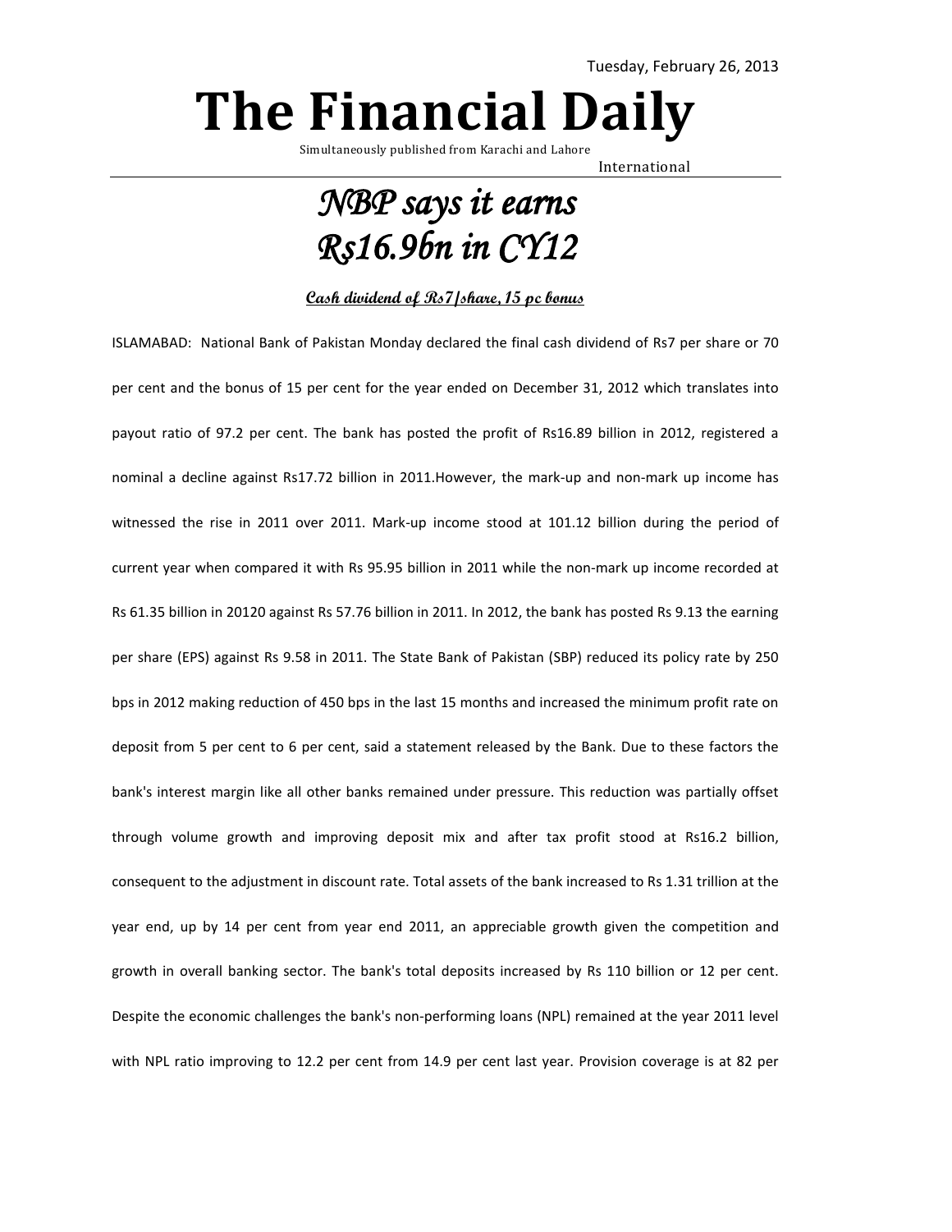Tuesday, February 26, 2013

# The Financial Daily

Simultaneously published from Karachi and Lahore

International

## *NBP says it earns Rs16.9bn in CY12*

**Cash dividend of Rs7/share, 15 pc bonus**

ISLAMABAD: National Bank of Pakistan Monday declared the final cash dividend of Rs7 per share or 70 per cent and the bonus of 15 per cent for the year ended on December 31, 2012 which translates into payout ratio of 97.2 per cent. The bank has posted the profit of Rs16.89 billion in 2012, registered a nominal a decline against Rs17.72 billion in 2011.However, the mark-up and non-mark up income has witnessed the rise in 2011 over 2011. Mark-up income stood at 101.12 billion during the period of current year when compared it with Rs 95.95 billion in 2011 while the non-mark up income recorded at Rs 61.35 billion in 20120 against Rs 57.76 billion in 2011. In 2012, the bank has posted Rs 9.13 the earning per share (EPS) against Rs 9.58 in 2011. The State Bank of Pakistan (SBP) reduced its policy rate by 250 bps in 2012 making reduction of 450 bps in the last 15 months and increased the minimum profit rate on deposit from 5 per cent to 6 per cent, said a statement released by the Bank. Due to these factors the bank's interest margin like all other banks remained under pressure. This reduction was partially offset through volume growth and improving deposit mix and after tax profit stood at Rs16.2 billion, consequent to the adjustment in discount rate. Total assets of the bank increased to Rs 1.31 trillion at the year end, up by 14 per cent from year end 2011, an appreciable growth given the competition and growth in overall banking sector. The bank's total deposits increased by Rs 110 billion or 12 per cent. Despite the economic challenges the bank's non-performing loans (NPL) remained at the year 2011 level with NPL ratio improving to 12.2 per cent from 14.9 per cent last year. Provision coverage is at 82 per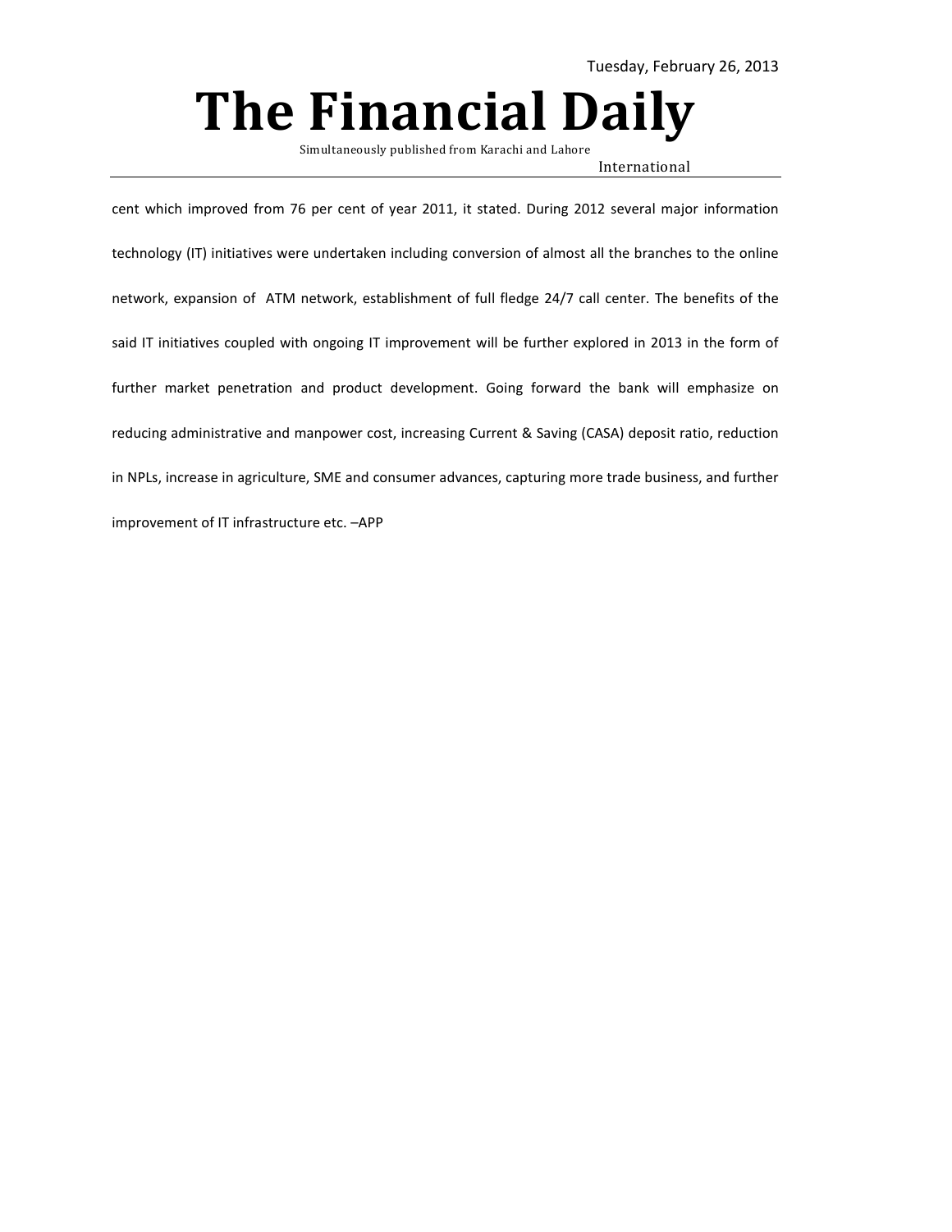cent which improved from 76 per cent of year 2011, it stated. During 2012 several major information technology (IT) initiatives were undertaken including conversion of almost all the branches to the online network, expansion of ATM network, establishment of full fledge 24/7 call center. The benefits of the said IT initiatives coupled with ongoing IT improvement will be further explored in 2013 in the form of further market penetration and product development. Going forward the bank will emphasize on reducing administrative and manpower cost, increasing Current & Saving (CASA) deposit ratio, reduction in NPLs, increase in agriculture, SME and consumer advances, capturing more trade business, and further improvement of IT infrastructure etc. –APP